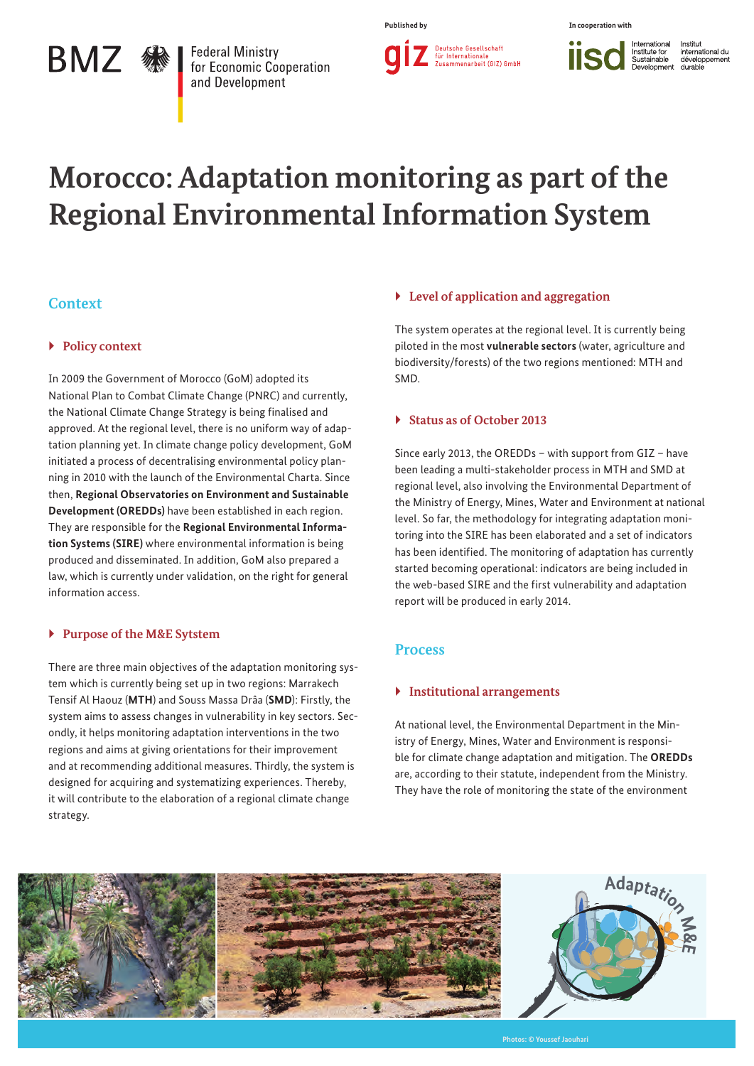Published by

In cooperation with

# Morocco: Adaptation monitoring as part of the Regional Environmental Information System

## Context

### Policy context

In 2009 the Government of Morocco (GoM) adopted its National Plan to Combat Climate Change (PNRC) and currently, the National Climate Change Strategy is being finalised and approved. At the regional level, there is no uniform way of adaptation planning yet. In climate change policy development, GoM initiated a process of decentralising environmental policy planning in 2010 with the launch of the Environmental Charta. Since then, **Regional Observatories on Environment and Sustainable Development (OREDDs)** have been established in each region. They are responsible for the **Regional Environmental Information Systems (SIRE)** where environmental information is being produced and disseminated. In addition, GoM also prepared a law, which is currently under validation, on the right for general information access.

### Purpose of the M&E Sytstem

There are three main objectives of the adaptation monitoring system which is currently being set up in two regions: Marrakech Tensif Al Haouz (**MTH**) and Souss Massa Drâa (**SMD**): Firstly, the system aims to assess changes in vulnerability in key sectors. Secondly, it helps monitoring adaptation interventions in the two regions and aims at giving orientations for their improvement and at recommending additional measures. Thirdly, the system is designed for acquiring and systematizing experiences. Thereby, it will contribute to the elaboration of a regional climate change strategy.

### Level of application and aggregation

The system operates at the regional level. It is currently being piloted in the most **vulnerable sectors** (water, agriculture and biodiversity/forests) of the two regions mentioned: MTH and SMD.

### Status as of October 2013

Since early 2013, the OREDDs – with support from GIZ – have been leading a multi-stakeholder process in MTH and SMD at regional level, also involving the Environmental Department of the Ministry of Energy, Mines, Water and Environment at national level. So far, the methodology for integrating adaptation monitoring into the SIRE has been elaborated and a set of indicators has been identified. The monitoring of adaptation has currently started becoming operational: indicators are being included in the web-based SIRE and the first vulnerability and adaptation report will be produced in early 2014.

## Process

### Institutional arrangements

At national level, the Environmental Department in the Ministry of Energy, Mines, Water and Environment is responsible for climate change adaptation and mitigation. The **OREDDs** are, according to their statute, independent from the Ministry. They have the role of monitoring the state of the environment

Photos: © Youssef Jaouhari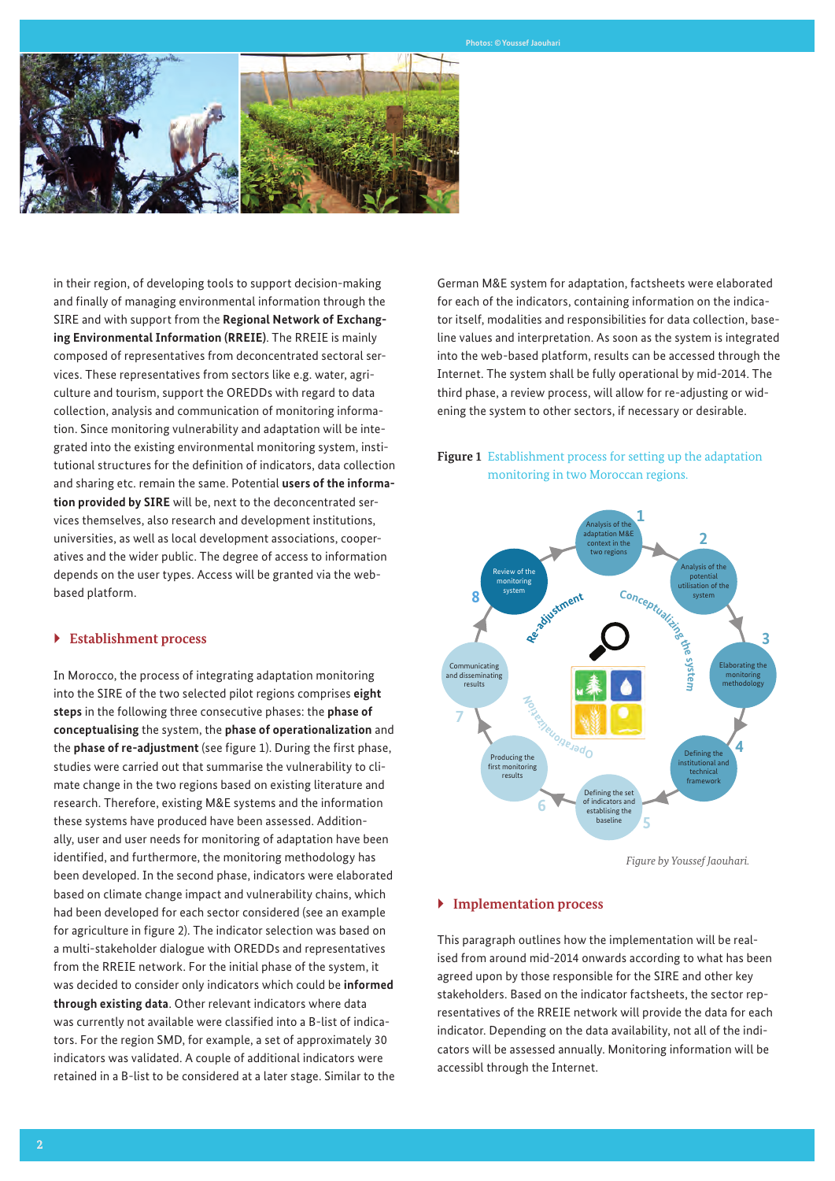in their region, of developing tools to support decision-making and finally of managing environmental information through the SIRE and with support from the **Regional Network of Exchanging Environmental Information (RREIE)**. The RREIE is mainly composed of representatives from deconcentrated sectoral services. These representatives from sectors like e.g. water, agriculture and tourism, support the OREDDs with regard to data collection, analysis and communication of monitoring information. Since monitoring vulnerability and adaptation will be integrated into the existing environmental monitoring system, institutional structures for the definition of indicators, data collection and sharing etc. remain the same. Potential **users of the information provided by SIRE** will be, next to the deconcentrated services themselves, also research and development institutions, universities, as well as local development associations, cooperatives and the wider public. The degree of access to information depends on the user types. Access will be granted via the web-based platform.

## Establishment process

In Morocco, the process of integrating adaptation monitoring into the SIRE of the two selected pilot regions comprises **eight steps** in the following three consecutive phases: the **phase of conceptualising** the system, the **phase of operationalization** and the **phase of re-adjustment** (see figure 1). During the first phase, studies were carried out that summarise the vulnerability to climate change in the two regions based on existing literature and research. Therefore, existing M&E systems and the information these systems have produced have been assessed. Additionally, user and user needs for monitoring of adaptation have been identified, and furthermore, the monitoring methodology has been developed. In the second phase, indicators were elaborated based on climate change impact and vulnerability chains, which had been developed for each sector considered (see an example for agriculture in figure 2). The indicator selection was based on a multi-stakeholder dialogue with OREDDs and representatives from the RREIE network. For the initial phase of the system, it was decided to consider only indicators which could be **informed through existing data**. Other relevant indicators where data was currently not available were classified into a B-list of indicators. For the region SMD, for example, a set of approximately 30 indicators was validated. A couple of additional indicators were retained in a B-list to be considered at a later stage. Similar to the German M&E system for adaptation, factsheets were elaborated for each of the indicators, containing information on the indicator itself, modalities and responsibilities for data collection, baseline values and interpretation. As soon as the system is integrated into the web-based platform, results can be accessed through the Internet. The system shall be fully operational by mid-2014. The third phase, a review process, will allow for re-adjusting or widening the system to other sectors, if necessary or desirable.

**Figure 1** Establishment process for setting up the adaptation monitoring in two Moroccan regions.

*Figure by Youssef Jaouhari.*

## Implementation process

This paragraph outlines how the implementation will be realised from around mid-2014 onwards according to what has been agreed upon by those responsible for the SIRE and other key stakeholders. Based on the indicator factsheets, the sector representatives of the RREIE network will provide the data for each indicator. Depending on the data availability, not all of the indicators will be assessed annually. Monitoring information will be accessibl through the Internet.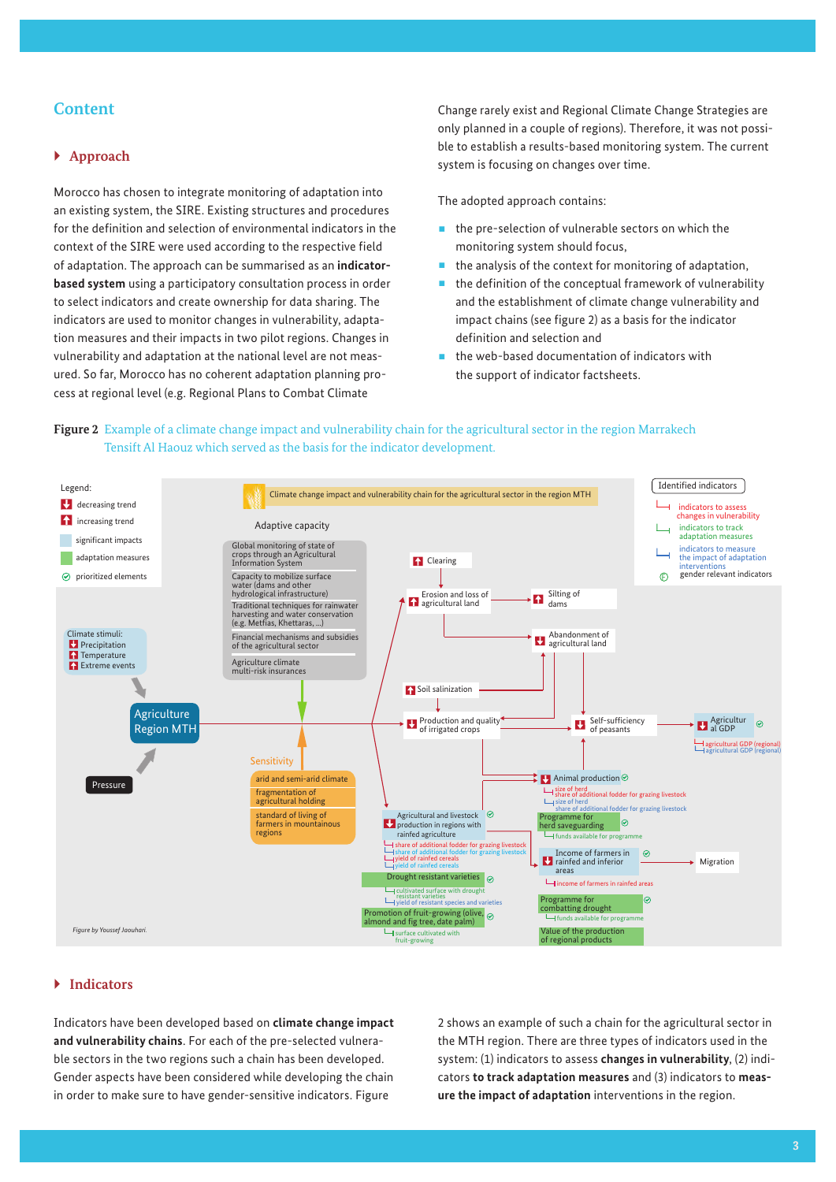## Content

### Approach

Morocco has chosen to integrate monitoring of adaptation into an existing system, the SIRE. Existing structures and procedures for the definition and selection of environmental indicators in the context of the SIRE were used according to the respective field of adaptation. The approach can be summarised as an **indicator-based system** using a participatory consultation process in order to select indicators and create ownership for data sharing. The indicators are used to monitor changes in vulnerability, adaptation measures and their impacts in two pilot regions. Changes in vulnerability and adaptation at the national level are not measured. So far, Morocco has no coherent adaptation planning process at regional level (e.g. Regional Plans to Combat Climate Change rarely exist and Regional Climate Change Strategies are only planned in a couple of regions). Therefore, it was not possible to establish a results-based monitoring system. The current system is focusing on changes over time.

The adopted approach contains:

- the pre-selection of vulnerable sectors on which the monitoring system should focus,
- the analysis of the context for monitoring of adaptation,
- the definition of the conceptual framework of vulnerability and the establishment of climate change vulnerability and impact chains (see figure 2) as a basis for the indicator definition and selection and
- the web-based documentation of indicators with the support of indicator factsheets.

**Figure 2** Example of a climate change impact and vulnerability chain for the agricultural sector in the region Marrakech Tensift Al Haouz which served as the basis for the indicator development.

*Figure by Youssef Jaouhari.*

### Indicators

Indicators have been developed based on **climate change impact and vulnerability chains**. For each of the pre-selected vulnerable sectors in the two regions such a chain has been developed. Gender aspects have been considered while developing the chain in order to make sure to have gender-sensitive indicators. Figure 2 shows an example of such a chain for the agricultural sector in the MTH region. There are three types of indicators used in the system: (1) indicators to assess **changes in vulnerability**, (2) indicators **to track adaptation measures** and (3) indicators to **measure the impact of adaptation** interventions in the region.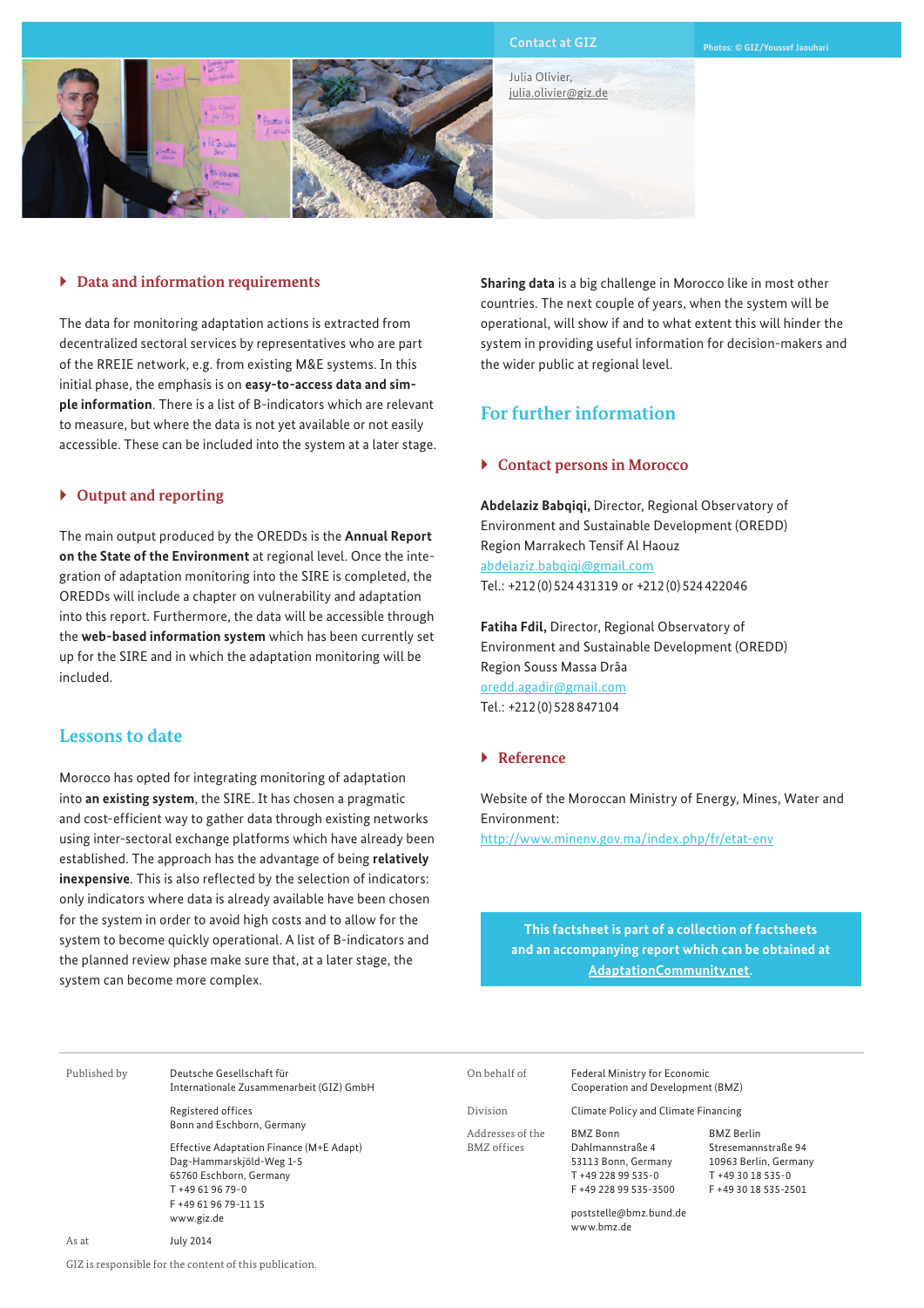Contact at GIZ

Photos: © GIZ/Youssef Jaouhari

Julia Olivier,
julia.olivier@giz.de

### Data and information requirements

The data for monitoring adaptation actions is extracted from decentralized sectoral services by representatives who are part of the RREIE network, e.g. from existing M&E systems. In this initial phase, the emphasis is on **easy-to-access data and simple information**. There is a list of B-indicators which are relevant to measure, but where the data is not yet available or not easily accessible. These can be included into the system at a later stage.

### Output and reporting

The main output produced by the OREDDs is the **Annual Report on the State of the Environment** at regional level. Once the integration of adaptation monitoring into the SIRE is completed, the OREDDs will include a chapter on vulnerability and adaptation into this report. Furthermore, the data will be accessible through the **web-based information system** which has been currently set up for the SIRE and in which the adaptation monitoring will be included.

## Lessons to date

Morocco has opted for integrating monitoring of adaptation into **an existing system**, the SIRE. It has chosen a pragmatic and cost-efficient way to gather data through existing networks using inter-sectoral exchange platforms which have already been established. The approach has the advantage of being **relatively inexpensive**. This is also reflected by the selection of indicators: only indicators where data is already available have been chosen for the system in order to avoid high costs and to allow for the system to become quickly operational. A list of B-indicators and the planned review phase make sure that, at a later stage, the system can become more complex.

**Sharing data** is a big challenge in Morocco like in most other countries. The next couple of years, when the system will be operational, will show if and to what extent this will hinder the system in providing useful information for decision-makers and the wider public at regional level.

## For further information

### Contact persons in Morocco

**Abdelaziz Babqiqi,** Director, Regional Observatory of Environment and Sustainable Development (OREDD) Region Marrakech Tensif Al Haouz
abdelaziz.babqiqi@gmail.com
Tel.: +212 (0) 524 431319 or +212 (0) 524 422046

**Fatiha Fdil,** Director, Regional Observatory of Environment and Sustainable Development (OREDD) Region Souss Massa Drâa
oredd.agadir@gmail.com
Tel.: +212 (0) 528 847104

### Reference

Website of the Moroccan Ministry of Energy, Mines, Water and Environment:
http://www.minenv.gov.ma/index.php/fr/etat-env

**This factsheet is part of a collection of factsheets and an accompanying report which can be obtained at AdaptationCommunity.net.**

| | | | | | |
|---|---|---|---|---|---|
| Published by | Deutsche Gesellschaft für Internationale Zusammenarbeit (GIZ) GmbH | On behalf of | Federal Ministry for Economic Cooperation and Development (BMZ) | | |
| | Registered offices Bonn and Eschborn, Germany | Division | Climate Policy and Climate Financing | | |
| | Effective Adaptation Finance (M+E Adapt) Dag-Hammarskjöld-Weg 1-5 65760 Eschborn, Germany T +49 61 96 79-0 F +49 61 96 79-11 15 www.giz.de | Addresses of the BMZ offices | BMZ Bonn Dahlmannstraße 4 53113 Bonn, Germany T +49 228 99 535-0 F +49 228 99 535-3500 poststelle@bmz.bund.de www.bmz.de | BMZ Berlin Stresemannstraße 94 10963 Berlin, Germany T +49 30 18 535-0 F +49 30 18 535-2501 | |
| As at | July 2014 | | | | |

GIZ is responsible for the content of this publication.